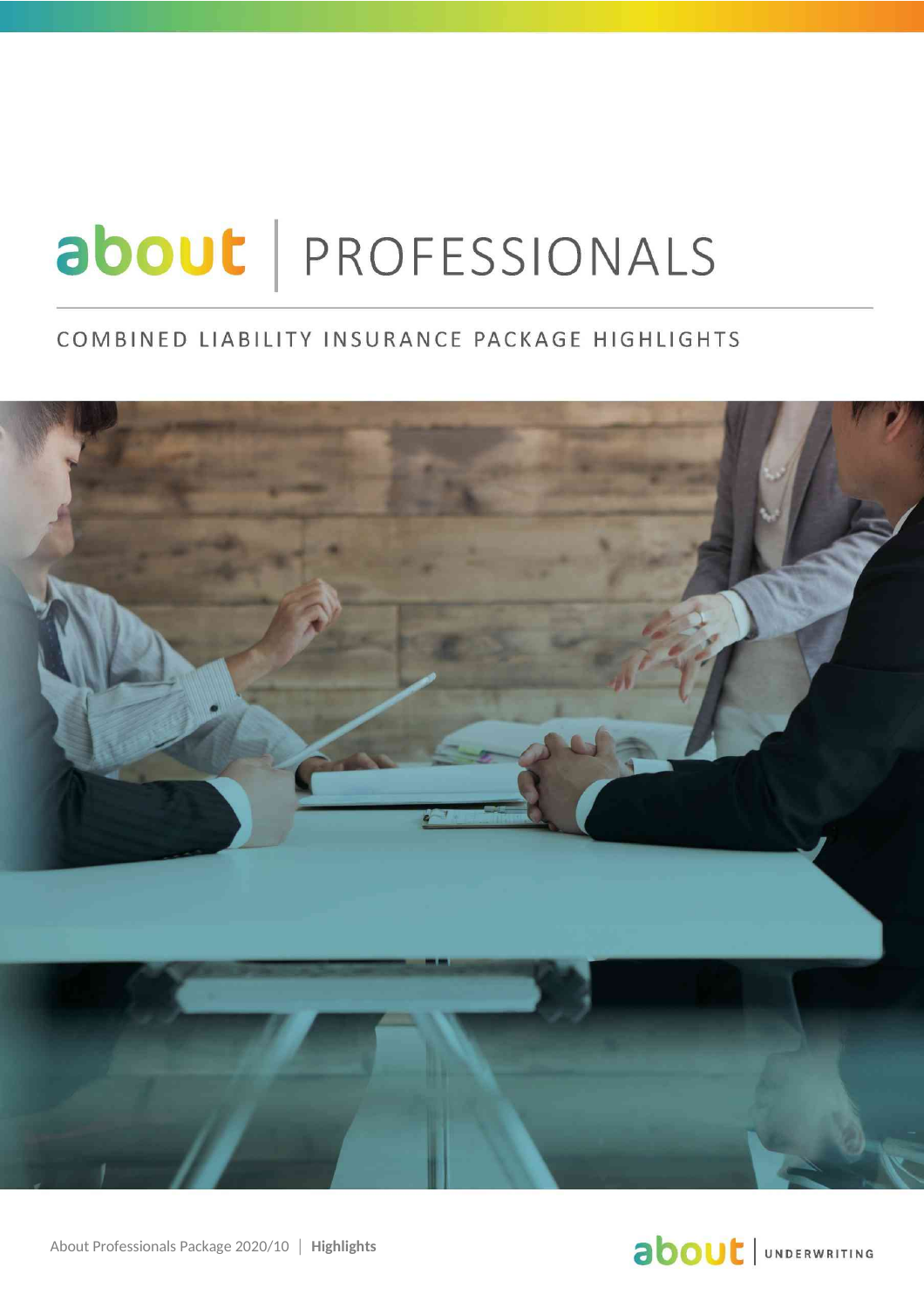# about | PROFESSIONALS

## COMBINED LIABILITY INSURANCE PACKAGE HIGHLIGHTS

About Professionals Package 2020/10 | **Highlights**

about | UNDERWRITING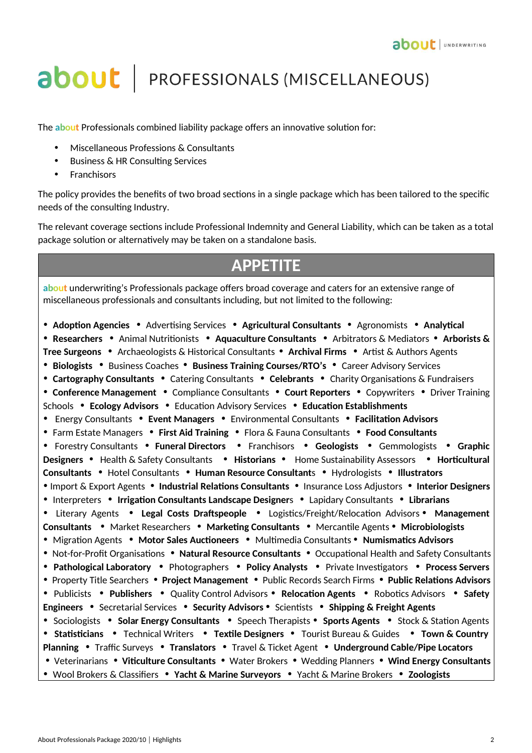# about | PROFESSIONALS (MISCELLANEOUS)

The about Professionals combined liability package offers an innovative solution for:

- Miscellaneous Professions & Consultants
- Business & HR Consulting Services
- Franchisors

The policy provides the benefits of two broad sections in a single package which has been tailored to the specific needs of the consulting Industry.

The relevant coverage sections include Professional Indemnity and General Liability, which can be taken as a total package solution or alternatively may be taken on a standalone basis.

## APPETITE

about underwriting's Professionals package offers broad coverage and caters for an extensive range of miscellaneous professionals and consultants including, but not limited to the following:

• **Adoption Agencies** • Advertising Services • **Agricultural Consultants** • Agronomists • **Analytical Researchers** • Animal Nutritionists • **Aquaculture Consultants** • Arbitrators & Mediators • **Arborists & Tree Surgeons** • Archaeologists & Historical Consultants • **Archival Firms** • Artist & Authors Agents • **Biologists** • Business Coaches • **Business Training Courses/RTO's** • Career Advisory Services • **Cartography Consultants** • Catering Consultants • **Celebrants** • Charity Organisations & Fundraisers • **Conference Management** • Compliance Consultants • **Court Reporters** • Copywriters • Driver Training Schools • **Ecology Advisors** • Education Advisory Services • **Education Establishments** • Energy Consultants • **Event Managers** • Environmental Consultants • **Facilitation Advisors** • Farm Estate Managers • **First Aid Training** • Flora & Fauna Consultants • **Food Consultants** • Forestry Consultants • **Funeral Directors** • Franchisors • **Geologists** • Gemmologists • **Graphic Designers** • Health & Safety Consultants • **Historians** • Home Sustainability Assessors • **Horticultural Consultants** • Hotel Consultants • **Human Resource Consultants** • Hydrologists • **Illustrators** • Import & Export Agents • **Industrial Relations Consultants** • Insurance Loss Adjustors • **Interior Designers** • Interpreters • **Irrigation Consultants Landscape Designers** • Lapidary Consultants • **Librarians** • Literary Agents • **Legal Costs Draftspeople** • Logistics/Freight/Relocation Advisors • **Management Consultants** • Market Researchers • **Marketing Consultants** • Mercantile Agents • **Microbiologists** • Migration Agents • **Motor Sales Auctioneers** • Multimedia Consultants • **Numismatics Advisors** • Not-for-Profit Organisations • **Natural Resource Consultants** • Occupational Health and Safety Consultants • **Pathological Laboratory** • Photographers • **Policy Analysts** • Private Investigators • **Process Servers** • Property Title Searchers • **Project Management** • Public Records Search Firms • **Public Relations Advisors** • Publicists • **Publishers** • Quality Control Advisors • **Relocation Agents** • Robotics Advisors • **Safety Engineers** • Secretarial Services • **Security Advisors** • Scientists • **Shipping & Freight Agents** • Sociologists • **Solar Energy Consultants** • Speech Therapists • **Sports Agents** • Stock & Station Agents • **Statisticians** • Technical Writers • **Textile Designers** • Tourist Bureau & Guides • **Town & Country Planning** • Traffic Surveys • **Translators** • Travel & Ticket Agent • **Underground Cable/Pipe Locators** • Veterinarians • **Viticulture Consultants** • Water Brokers • Wedding Planners • **Wind Energy Consultants** • Wool Brokers & Classifiers • **Yacht & Marine Surveyors** • Yacht & Marine Brokers • **Zoologists**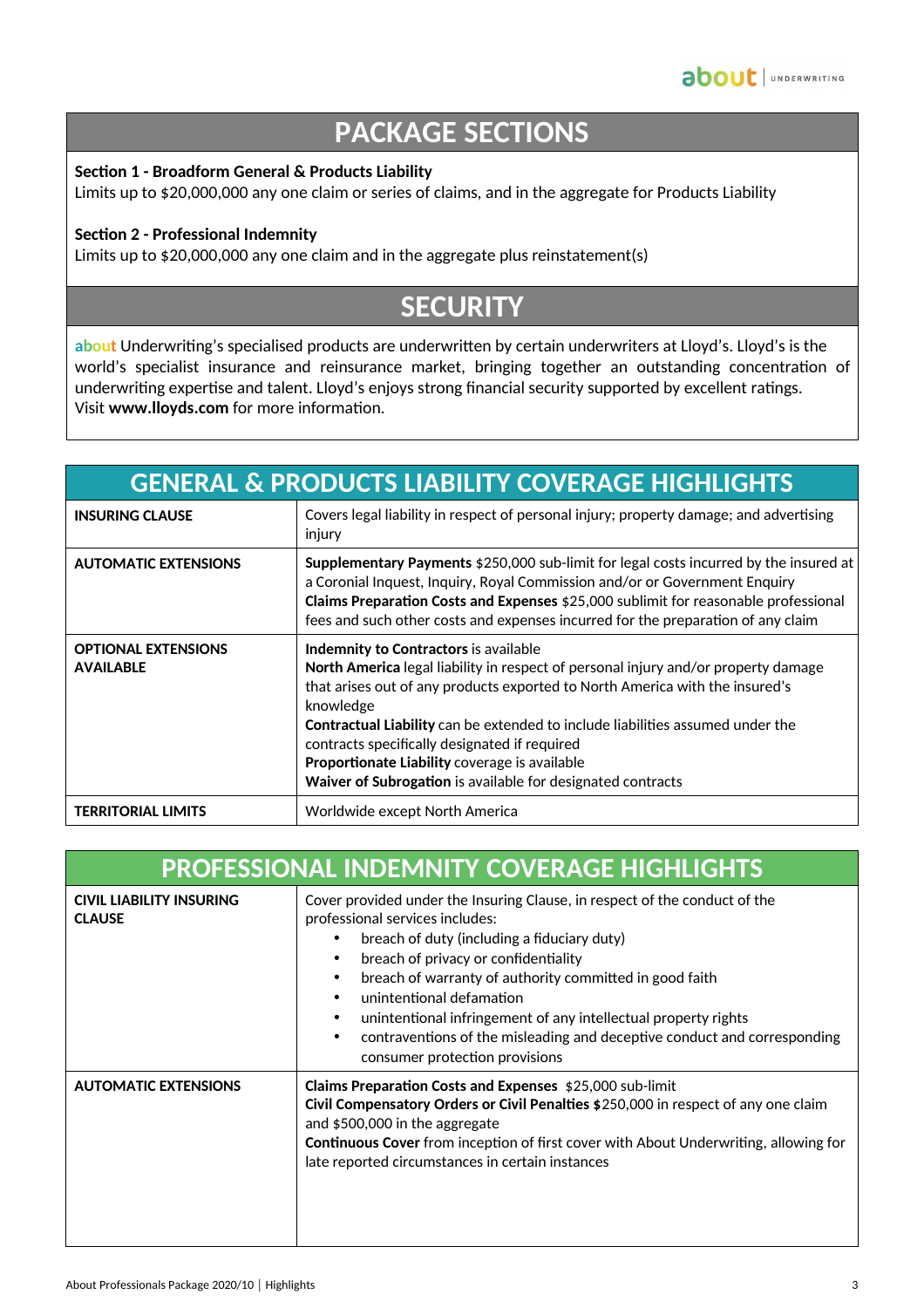## PACKAGE SECTIONS

**Section 1 - Broadform General & Products Liability**
Limits up to $20,000,000 any one claim or series of claims, and in the aggregate for Products Liability

**Section 2 - Professional Indemnity**
Limits up to $20,000,000 any one claim and in the aggregate plus reinstatement(s)

## SECURITY

**about** Underwriting's specialised products are underwritten by certain underwriters at Lloyd's. Lloyd's is the world's specialist insurance and reinsurance market, bringing together an outstanding concentration of underwriting expertise and talent. Lloyd's enjoys strong financial security supported by excellent ratings.
Visit **www.lloyds.com** for more information.

## GENERAL & PRODUCTS LIABILITY COVERAGE HIGHLIGHTS

| | |
|---|---|
| **INSURING CLAUSE** | Covers legal liability in respect of personal injury; property damage; and advertising injury |
| **AUTOMATIC EXTENSIONS** | **Supplementary Payments** $250,000 sub-limit for legal costs incurred by the insured at a Coronial Inquest, Inquiry, Royal Commission and/or or Government Enquiry<br>**Claims Preparation Costs and Expenses** $25,000 sublimit for reasonable professional fees and such other costs and expenses incurred for the preparation of any claim |
| **OPTIONAL EXTENSIONS AVAILABLE** | **Indemnity to Contractors** is available<br>**North America** legal liability in respect of personal injury and/or property damage that arises out of any products exported to North America with the insured's knowledge<br>**Contractual Liability** can be extended to include liabilities assumed under the contracts specifically designated if required<br>**Proportionate Liability** coverage is available<br>**Waiver of Subrogation** is available for designated contracts |
| **TERRITORIAL LIMITS** | Worldwide except North America |

## PROFESSIONAL INDEMNITY COVERAGE HIGHLIGHTS

| | |
|---|---|
| **CIVIL LIABILITY INSURING CLAUSE** | Cover provided under the Insuring Clause, in respect of the conduct of the professional services includes:<br>• breach of duty (including a fiduciary duty)<br>• breach of privacy or confidentiality<br>• breach of warranty of authority committed in good faith<br>• unintentional defamation<br>• unintentional infringement of any intellectual property rights<br>• contraventions of the misleading and deceptive conduct and corresponding consumer protection provisions |
| **AUTOMATIC EXTENSIONS** | **Claims Preparation Costs and Expenses** $25,000 sub-limit<br>**Civil Compensatory Orders or Civil Penalties** $250,000 in respect of any one claim and $500,000 in the aggregate<br>**Continuous Cover** from inception of first cover with About Underwriting, allowing for late reported circumstances in certain instances |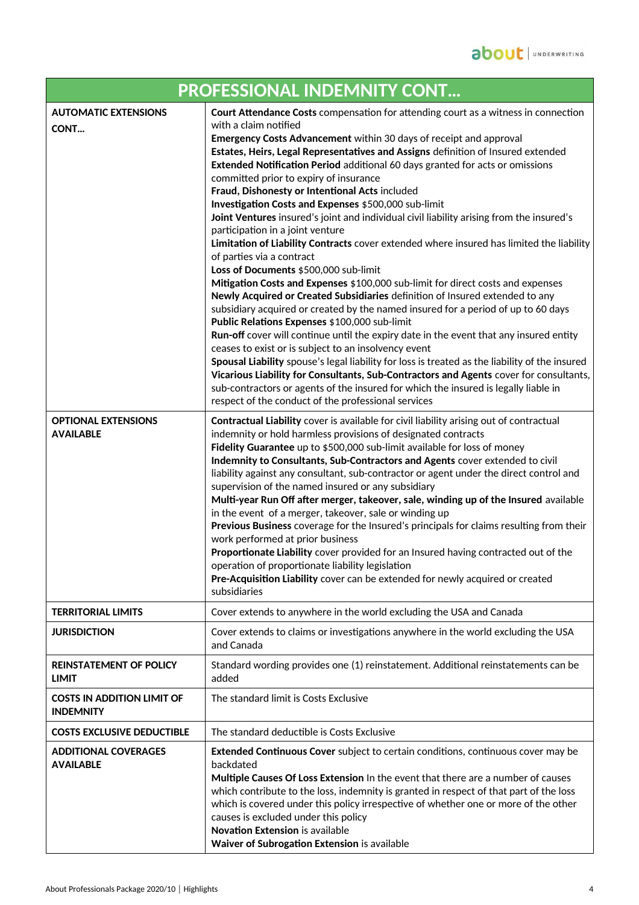| PROFESSIONAL INDEMNITY CONT… | |
|---|---|
| **AUTOMATIC EXTENSIONS CONT…** | **Court Attendance Costs** compensation for attending court as a witness in connection with a claim notified<br>**Emergency Costs Advancement** within 30 days of receipt and approval<br>**Estates, Heirs, Legal Representatives and Assigns** definition of Insured extended<br>**Extended Notification Period** additional 60 days granted for acts or omissions committed prior to expiry of insurance<br>**Fraud, Dishonesty or Intentional Acts** included<br>**Investigation Costs and Expenses** $500,000 sub-limit<br>**Joint Ventures** insured's joint and individual civil liability arising from the insured's participation in a joint venture<br>**Limitation of Liability Contracts** cover extended where insured has limited the liability of parties via a contract<br>**Loss of Documents** $500,000 sub-limit<br>**Mitigation Costs and Expenses** $100,000 sub-limit for direct costs and expenses<br>**Newly Acquired or Created Subsidiaries** definition of Insured extended to any subsidiary acquired or created by the named insured for a period of up to 60 days<br>**Public Relations Expenses** $100,000 sub-limit<br>**Run-off** cover will continue until the expiry date in the event that any insured entity ceases to exist or is subject to an insolvency event<br>**Spousal Liability** spouse's legal liability for loss is treated as the liability of the insured<br>**Vicarious Liability for Consultants, Sub-Contractors and Agents** cover for consultants, sub-contractors or agents of the insured for which the insured is legally liable in respect of the conduct of the professional services |
| **OPTIONAL EXTENSIONS AVAILABLE** | **Contractual Liability** cover is available for civil liability arising out of contractual indemnity or hold harmless provisions of designated contracts<br>**Fidelity Guarantee** up to $500,000 sub-limit available for loss of money<br>**Indemnity to Consultants, Sub-Contractors and Agents** cover extended to civil liability against any consultant, sub-contractor or agent under the direct control and supervision of the named insured or any subsidiary<br>**Multi-year Run Off after merger, takeover, sale, winding up of the Insured** available in the event of a merger, takeover, sale or winding up<br>**Previous Business** coverage for the Insured's principals for claims resulting from their work performed at prior business<br>**Proportionate Liability** cover provided for an Insured having contracted out of the operation of proportionate liability legislation<br>**Pre-Acquisition Liability** cover can be extended for newly acquired or created subsidiaries |
| **TERRITORIAL LIMITS** | Cover extends to anywhere in the world excluding the USA and Canada |
| **JURISDICTION** | Cover extends to claims or investigations anywhere in the world excluding the USA and Canada |
| **REINSTATEMENT OF POLICY LIMIT** | Standard wording provides one (1) reinstatement. Additional reinstatements can be added |
| **COSTS IN ADDITION LIMIT OF INDEMNITY** | The standard limit is Costs Exclusive |
| **COSTS EXCLUSIVE DEDUCTIBLE** | The standard deductible is Costs Exclusive |
| **ADDITIONAL COVERAGES AVAILABLE** | **Extended Continuous Cover** subject to certain conditions, continuous cover may be backdated<br>**Multiple Causes Of Loss Extension** In the event that there are a number of causes which contribute to the loss, indemnity is granted in respect of that part of the loss which is covered under this policy irrespective of whether one or more of the other causes is excluded under this policy<br>**Novation Extension** is available<br>**Waiver of Subrogation Extension** is available |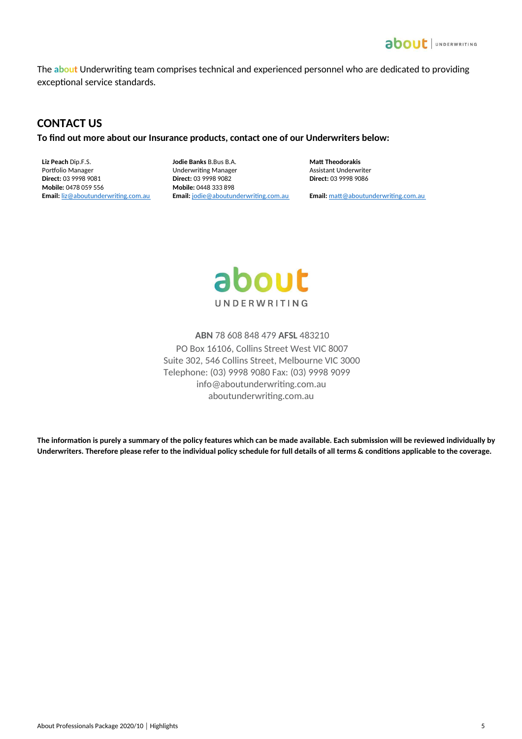The about Underwriting team comprises technical and experienced personnel who are dedicated to providing exceptional service standards.

## CONTACT US

**To find out more about our Insurance products, contact one of our Underwriters below:**

**Liz Peach** Dip.F.S.
Portfolio Manager
**Direct:** 03 9998 9081
**Mobile:** 0478 059 556
**Email:** liz@aboutunderwriting.com.au

**Jodie Banks** B.Bus B.A.
Underwriting Manager
**Direct:** 03 9998 9082
**Mobile:** 0448 333 898
**Email:** jodie@aboutunderwriting.com.au

**Matt Theodorakis**
Assistant Underwriter
**Direct:** 03 9998 9086
**Email:** matt@aboutunderwriting.com.au

about UNDERWRITING

**ABN** 78 608 848 479 **AFSL** 483210
PO Box 16106, Collins Street West VIC 8007
Suite 302, 546 Collins Street, Melbourne VIC 3000
Telephone: (03) 9998 9080 Fax: (03) 9998 9099
info@aboutunderwriting.com.au
aboutunderwriting.com.au

**The information is purely a summary of the policy features which can be made available. Each submission will be reviewed individually by Underwriters. Therefore please refer to the individual policy schedule for full details of all terms & conditions applicable to the coverage.**